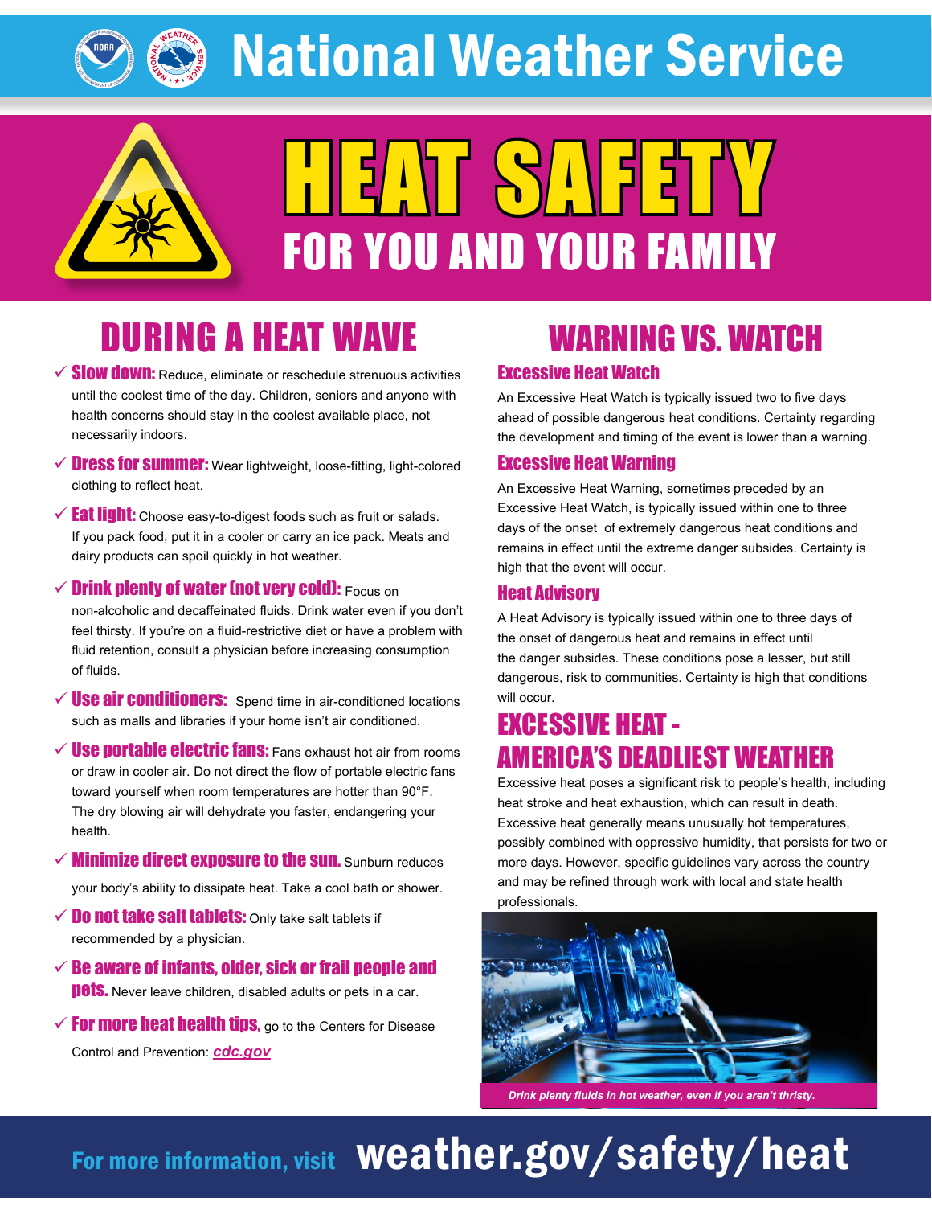# National Weather Service

# HEAT SAFETY

## FOR YOU AND YOUR FAMILY

## DURING A HEAT WAVE

- ✓ **Slow down:** Reduce, eliminate or reschedule strenuous activities until the coolest time of the day. Children, seniors and anyone with health concerns should stay in the coolest available place, not necessarily indoors.
- ✓ **Dress for summer:** Wear lightweight, loose-fitting, light-colored clothing to reflect heat.
- ✓ **Eat light:** Choose easy-to-digest foods such as fruit or salads. If you pack food, put it in a cooler or carry an ice pack. Meats and dairy products can spoil quickly in hot weather.
- ✓ **Drink plenty of water (not very cold):** Focus on non-alcoholic and decaffeinated fluids. Drink water even if you don't feel thirsty. If you're on a fluid-restrictive diet or have a problem with fluid retention, consult a physician before increasing consumption of fluids.
- ✓ **Use air conditioners:** Spend time in air-conditioned locations such as malls and libraries if your home isn't air conditioned.
- ✓ **Use portable electric fans:** Fans exhaust hot air from rooms or draw in cooler air. Do not direct the flow of portable electric fans toward yourself when room temperatures are hotter than 90°F. The dry blowing air will dehydrate you faster, endangering your health.
- ✓ **Minimize direct exposure to the sun.** Sunburn reduces your body's ability to dissipate heat. Take a cool bath or shower.
- ✓ **Do not take salt tablets:** Only take salt tablets if recommended by a physician.
- ✓ **Be aware of infants, older, sick or frail people and pets.** Never leave children, disabled adults or pets in a car.
- ✓ **For more heat health tips,** go to the Centers for Disease Control and Prevention: *cdc.gov*

## WARNING VS. WATCH

### Excessive Heat Watch

An Excessive Heat Watch is typically issued two to five days ahead of possible dangerous heat conditions. Certainty regarding the development and timing of the event is lower than a warning.

### Excessive Heat Warning

An Excessive Heat Warning, sometimes preceded by an Excessive Heat Watch, is typically issued within one to three days of the onset of extremely dangerous heat conditions and remains in effect until the extreme danger subsides. Certainty is high that the event will occur.

### Heat Advisory

A Heat Advisory is typically issued within one to three days of the onset of dangerous heat and remains in effect until the danger subsides. These conditions pose a lesser, but still dangerous, risk to communities. Certainty is high that conditions will occur.

## EXCESSIVE HEAT - AMERICA'S DEADLIEST WEATHER

Excessive heat poses a significant risk to people's health, including heat stroke and heat exhaustion, which can result in death. Excessive heat generally means unusually hot temperatures, possibly combined with oppressive humidity, that persists for two or more days. However, specific guidelines vary across the country and may be refined through work with local and state health professionals.

*Drink plenty fluids in hot weather, even if you aren't thristy.*

For more information, visit **weather.gov/safety/heat**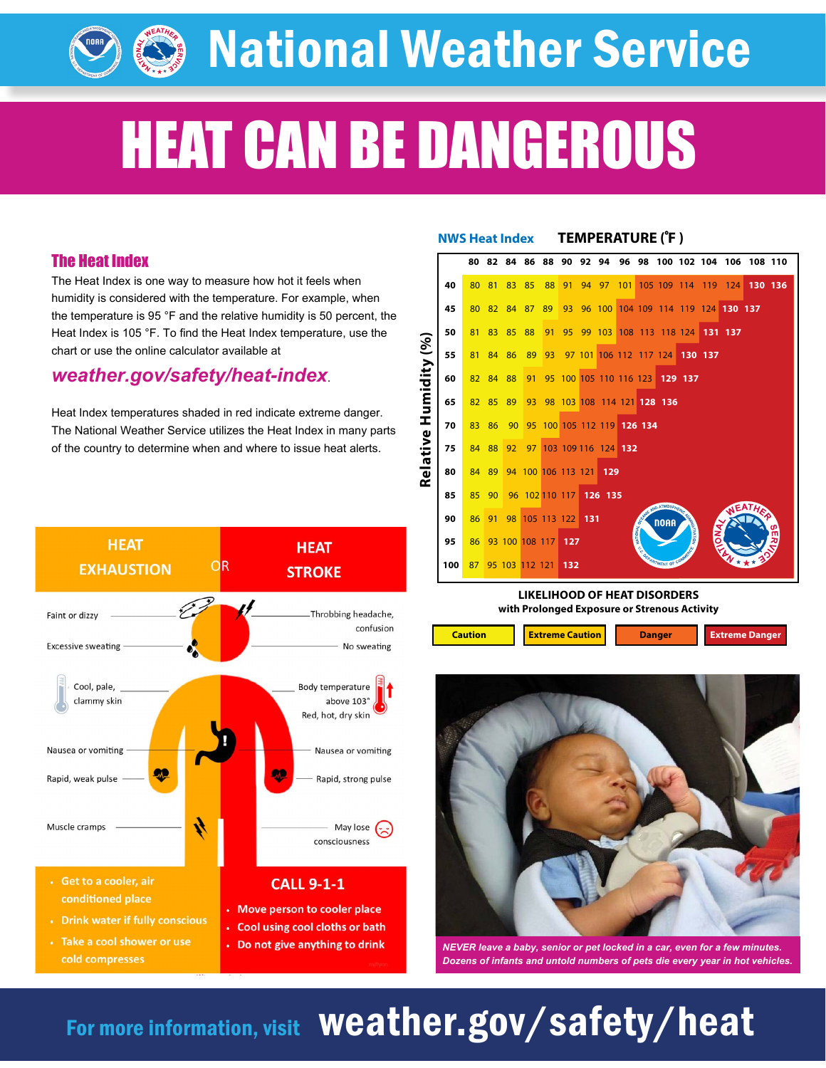# National Weather Service

# HEAT CAN BE DANGEROUS

## The Heat Index

The Heat Index is one way to measure how hot it feels when humidity is considered with the temperature. For example, when the temperature is 95 °F and the relative humidity is 50 percent, the Heat Index is 105 °F. To find the Heat Index temperature, use the chart or use the online calculator available at

***weather.gov/safety/heat-index***.

Heat Index temperatures shaded in red indicate extreme danger. The National Weather Service utilizes the Heat Index in many parts of the country to determine when and where to issue heat alerts.

**NWS Heat Index** **TEMPERATURE (°F )**

| Relative Humidity (%) | 80 | 82 | 84 | 86 | 88 | 90 | 92 | 94 | 96 | 98 | 100 | 102 | 104 | 106 | 108 | 110 |
|---|---|---|---|---|---|---|---|---|---|---|---|---|---|---|---|---|
| 40 | 80 | 81 | 83 | 85 | 88 | 91 | 94 | 97 | 101 | 105 | 109 | 114 | 119 | 124 | 130 | 136 |
| 45 | 80 | 82 | 84 | 87 | 89 | 93 | 96 | 100 | 104 | 109 | 114 | 119 | 124 | 130 | 137 | |
| 50 | 81 | 83 | 85 | 88 | 91 | 95 | 99 | 103 | 108 | 113 | 118 | 124 | 131 | 137 | | |
| 55 | 81 | 84 | 86 | 89 | 93 | 97 | 101 | 106 | 112 | 117 | 124 | 130 | 137 | | | |
| 60 | 82 | 84 | 88 | 91 | 95 | 100 | 105 | 110 | 116 | 123 | 129 | 137 | | | | |
| 65 | 82 | 85 | 89 | 93 | 98 | 103 | 108 | 114 | 121 | 128 | 136 | | | | | |
| 70 | 83 | 86 | 90 | 95 | 100 | 105 | 112 | 119 | 126 | 134 | | | | | | |
| 75 | 84 | 88 | 92 | 97 | 103 | 109 | 116 | 124 | 132 | | | | | | | |
| 80 | 84 | 89 | 94 | 100 | 106 | 113 | 121 | 129 | | | | | | | | |
| 85 | 85 | 90 | 96 | 102 | 110 | 117 | 126 | 135 | | | | | | | | |
| 90 | 86 | 91 | 98 | 105 | 113 | 122 | 131 | | | | | | | | | |
| 95 | 86 | 93 | 100 | 108 | 117 | 127 | | | | | | | | | | |
| 100 | 87 | 95 | 103 | 112 | 121 | 132 | | | | | | | | | | |

**LIKELIHOOD OF HEAT DISORDERS**
**with Prolonged Exposure or Strenous Activity**

Caution | Extreme Caution | Danger | Extreme Danger

## HEAT EXHAUSTION OR HEAT STROKE

**HEAT EXHAUSTION**

- Faint or dizzy
- Excessive sweating
- Cool, pale, clammy skin
- Nausea or vomiting
- Rapid, weak pulse
- Muscle cramps

- Get to a cooler, air conditioned place
- Drink water if fully conscious
- Take a cool shower or use cold compresses

**HEAT STROKE**

- Throbbing headache, confusion
- No sweating
- Body temperature above 103°
- Red, hot, dry skin
- Nausea or vomiting
- Rapid, strong pulse
- May lose consciousness

**CALL 9-1-1**

- Move person to cooler place
- Cool using cool cloths or bath
- Do not give anything to drink

*NEVER leave a baby, senior or pet locked in a car, even for a few minutes. Dozens of infants and untold numbers of pets die every year in hot vehicles.*

For more information, visit **weather.gov/safety/heat**